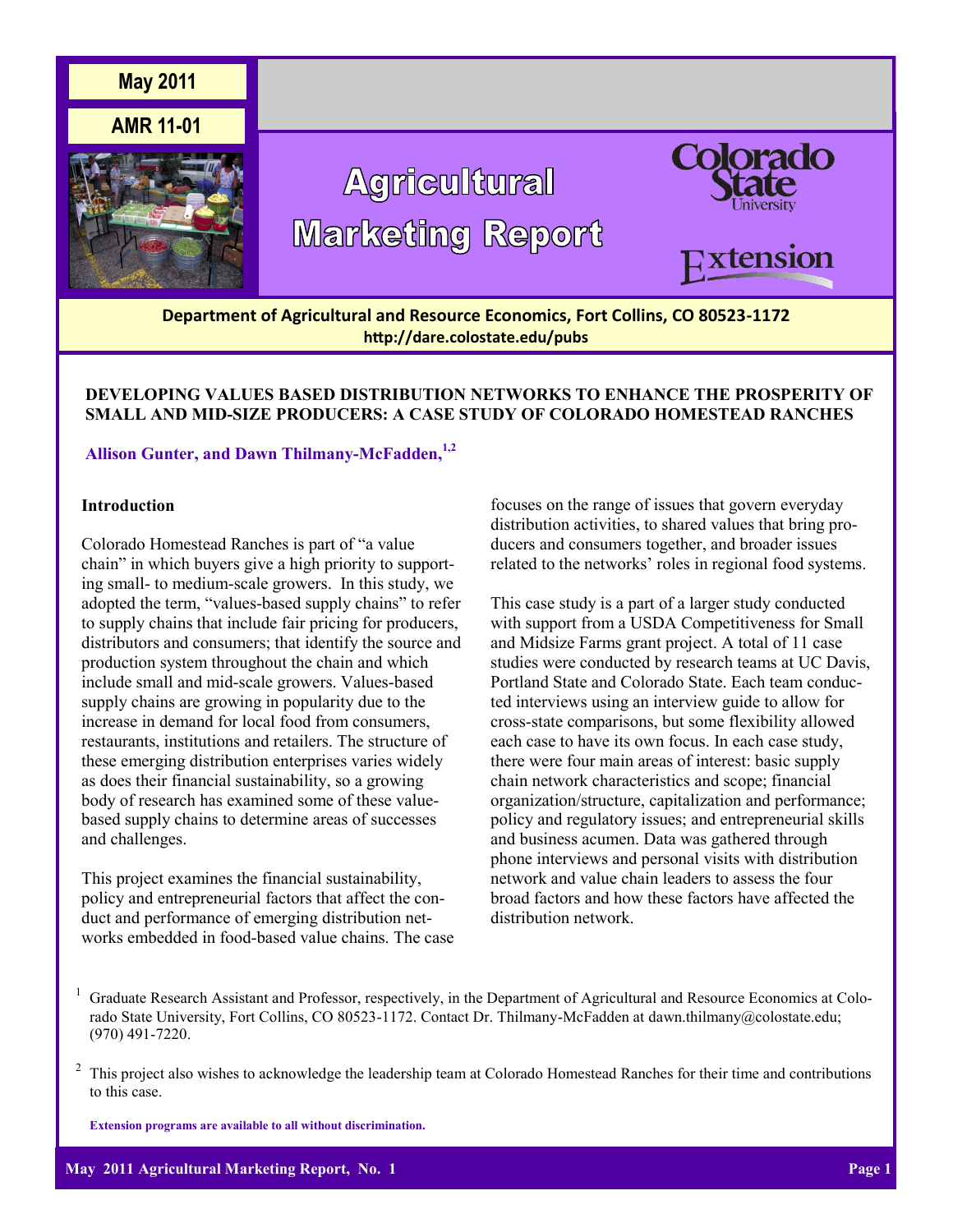May 2011

AMR 11-01

# Agricultural Marketing Report

Department of Agricultural and Resource Economics, Fort Collins, CO 80523-1172
http://dare.colostate.edu/pubs

## DEVELOPING VALUES BASED DISTRIBUTION NETWORKS TO ENHANCE THE PROSPERITY OF SMALL AND MID-SIZE PRODUCERS: A CASE STUDY OF COLORADO HOMESTEAD RANCHES

**Allison Gunter, and Dawn Thilmany-McFadden,[1,2]**

### Introduction

Colorado Homestead Ranches is part of "a value chain" in which buyers give a high priority to supporting small- to medium-scale growers. In this study, we adopted the term, "values-based supply chains" to refer to supply chains that include fair pricing for producers, distributors and consumers; that identify the source and production system throughout the chain and which include small and mid-scale growers. Values-based supply chains are growing in popularity due to the increase in demand for local food from consumers, restaurants, institutions and retailers. The structure of these emerging distribution enterprises varies widely as does their financial sustainability, so a growing body of research has examined some of these value-based supply chains to determine areas of successes and challenges.

This project examines the financial sustainability, policy and entrepreneurial factors that affect the conduct and performance of emerging distribution networks embedded in food-based value chains. The case focuses on the range of issues that govern everyday distribution activities, to shared values that bring producers and consumers together, and broader issues related to the networks' roles in regional food systems.

This case study is a part of a larger study conducted with support from a USDA Competitiveness for Small and Midsize Farms grant project. A total of 11 case studies were conducted by research teams at UC Davis, Portland State and Colorado State. Each team conducted interviews using an interview guide to allow for cross-state comparisons, but some flexibility allowed each case to have its own focus. In each case study, there were four main areas of interest: basic supply chain network characteristics and scope; financial organization/structure, capitalization and performance; policy and regulatory issues; and entrepreneurial skills and business acumen. Data was gathered through phone interviews and personal visits with distribution network and value chain leaders to assess the four broad factors and how these factors have affected the distribution network.

[1] Graduate Research Assistant and Professor, respectively, in the Department of Agricultural and Resource Economics at Colorado State University, Fort Collins, CO 80523-1172. Contact Dr. Thilmany-McFadden at dawn.thilmany@colostate.edu; (970) 491-7220.

[2] This project also wishes to acknowledge the leadership team at Colorado Homestead Ranches for their time and contributions to this case.

Extension programs are available to all without discrimination.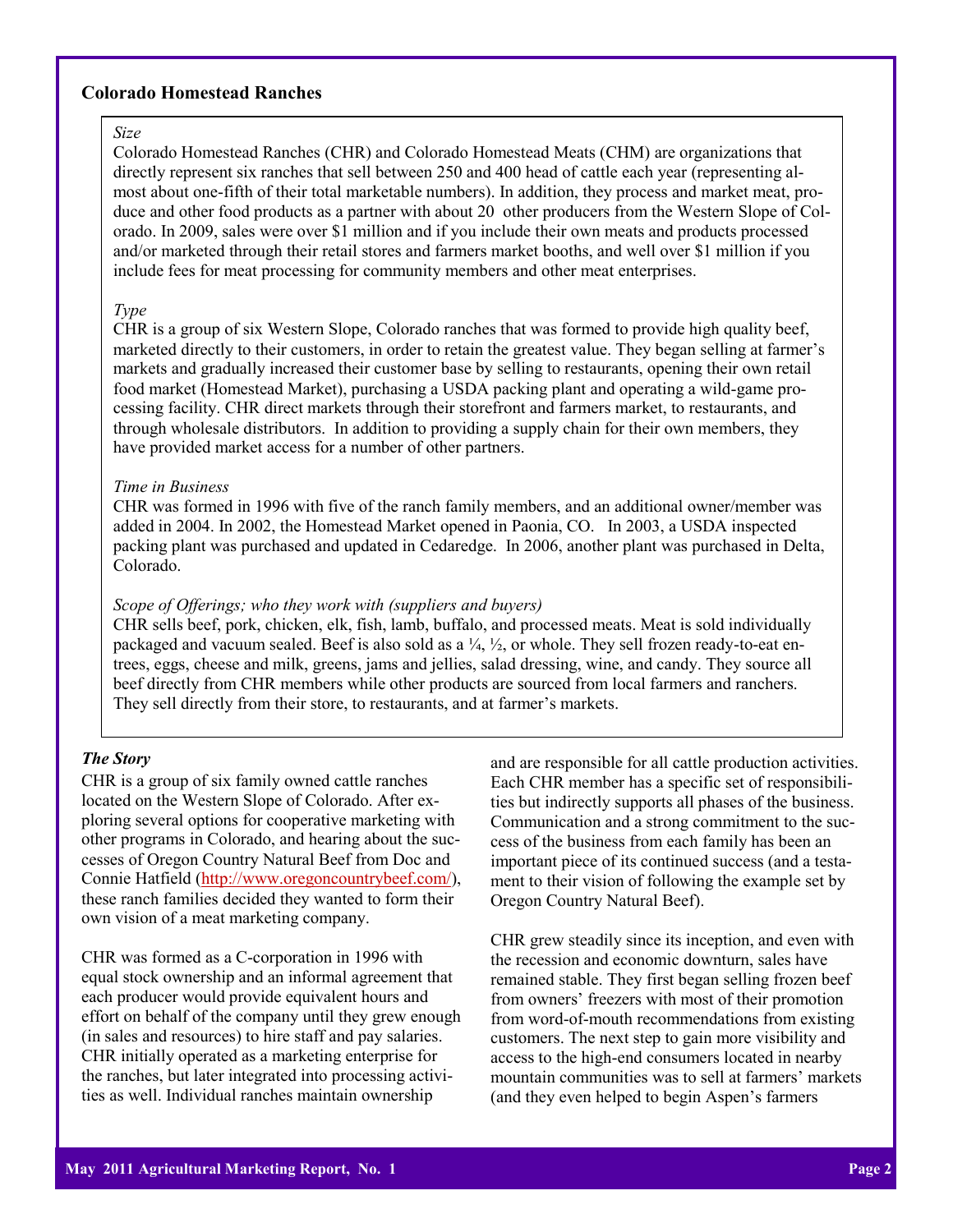## Colorado Homestead Ranches

*Size*

Colorado Homestead Ranches (CHR) and Colorado Homestead Meats (CHM) are organizations that directly represent six ranches that sell between 250 and 400 head of cattle each year (representing almost about one-fifth of their total marketable numbers). In addition, they process and market meat, produce and other food products as a partner with about 20 other producers from the Western Slope of Colorado. In 2009, sales were over $1 million and if you include their own meats and products processed and/or marketed through their retail stores and farmers market booths, and well over $1 million if you include fees for meat processing for community members and other meat enterprises.

*Type*

CHR is a group of six Western Slope, Colorado ranches that was formed to provide high quality beef, marketed directly to their customers, in order to retain the greatest value. They began selling at farmer's markets and gradually increased their customer base by selling to restaurants, opening their own retail food market (Homestead Market), purchasing a USDA packing plant and operating a wild-game processing facility. CHR direct markets through their storefront and farmers market, to restaurants, and through wholesale distributors. In addition to providing a supply chain for their own members, they have provided market access for a number of other partners.

*Time in Business*

CHR was formed in 1996 with five of the ranch family members, and an additional owner/member was added in 2004. In 2002, the Homestead Market opened in Paonia, CO. In 2003, a USDA inspected packing plant was purchased and updated in Cedaredge. In 2006, another plant was purchased in Delta, Colorado.

*Scope of Offerings; who they work with (suppliers and buyers)*

CHR sells beef, pork, chicken, elk, fish, lamb, buffalo, and processed meats. Meat is sold individually packaged and vacuum sealed. Beef is also sold as a ¼, ½, or whole. They sell frozen ready-to-eat entrees, eggs, cheese and milk, greens, jams and jellies, salad dressing, wine, and candy. They source all beef directly from CHR members while other products are sourced from local farmers and ranchers. They sell directly from their store, to restaurants, and at farmer's markets.

### *The Story*

CHR is a group of six family owned cattle ranches located on the Western Slope of Colorado. After exploring several options for cooperative marketing with other programs in Colorado, and hearing about the successes of Oregon Country Natural Beef from Doc and Connie Hatfield (http://www.oregoncountrybeef.com/), these ranch families decided they wanted to form their own vision of a meat marketing company.

CHR was formed as a C-corporation in 1996 with equal stock ownership and an informal agreement that each producer would provide equivalent hours and effort on behalf of the company until they grew enough (in sales and resources) to hire staff and pay salaries. CHR initially operated as a marketing enterprise for the ranches, but later integrated into processing activities as well. Individual ranches maintain ownership and are responsible for all cattle production activities. Each CHR member has a specific set of responsibilities but indirectly supports all phases of the business. Communication and a strong commitment to the success of the business from each family has been an important piece of its continued success (and a testament to their vision of following the example set by Oregon Country Natural Beef).

CHR grew steadily since its inception, and even with the recession and economic downturn, sales have remained stable. They first began selling frozen beef from owners' freezers with most of their promotion from word-of-mouth recommendations from existing customers. The next step to gain more visibility and access to the high-end consumers located in nearby mountain communities was to sell at farmers' markets (and they even helped to begin Aspen's farmers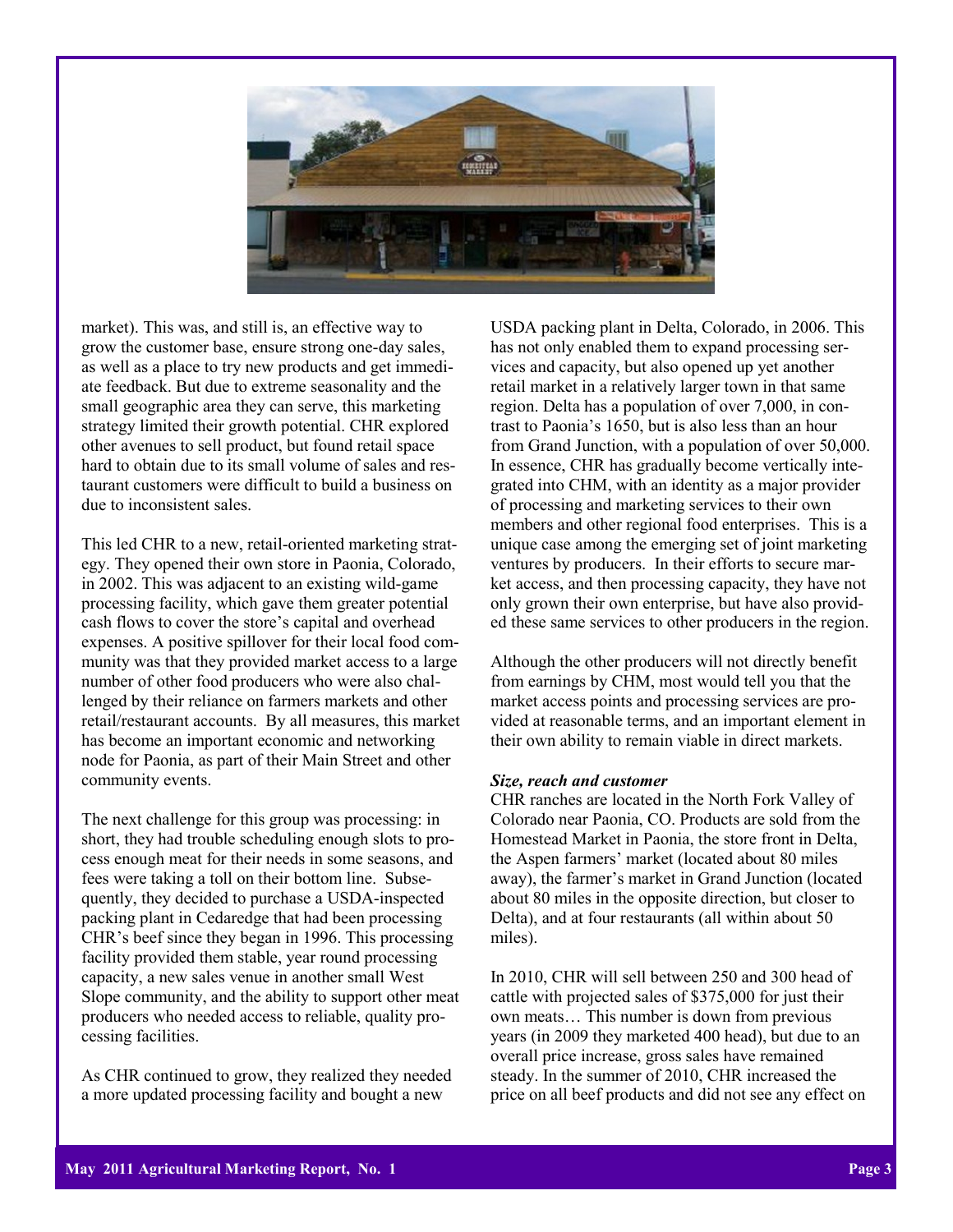market). This was, and still is, an effective way to grow the customer base, ensure strong one-day sales, as well as a place to try new products and get immediate feedback. But due to extreme seasonality and the small geographic area they can serve, this marketing strategy limited their growth potential. CHR explored other avenues to sell product, but found retail space hard to obtain due to its small volume of sales and restaurant customers were difficult to build a business on due to inconsistent sales.

This led CHR to a new, retail-oriented marketing strategy. They opened their own store in Paonia, Colorado, in 2002. This was adjacent to an existing wild-game processing facility, which gave them greater potential cash flows to cover the store's capital and overhead expenses. A positive spillover for their local food community was that they provided market access to a large number of other food producers who were also challenged by their reliance on farmers markets and other retail/restaurant accounts. By all measures, this market has become an important economic and networking node for Paonia, as part of their Main Street and other community events.

The next challenge for this group was processing: in short, they had trouble scheduling enough slots to process enough meat for their needs in some seasons, and fees were taking a toll on their bottom line. Subsequently, they decided to purchase a USDA-inspected packing plant in Cedaredge that had been processing CHR's beef since they began in 1996. This processing facility provided them stable, year round processing capacity, a new sales venue in another small West Slope community, and the ability to support other meat producers who needed access to reliable, quality processing facilities.

As CHR continued to grow, they realized they needed a more updated processing facility and bought a new USDA packing plant in Delta, Colorado, in 2006. This has not only enabled them to expand processing services and capacity, but also opened up yet another retail market in a relatively larger town in that same region. Delta has a population of over 7,000, in contrast to Paonia's 1650, but is also less than an hour from Grand Junction, with a population of over 50,000. In essence, CHR has gradually become vertically integrated into CHM, with an identity as a major provider of processing and marketing services to their own members and other regional food enterprises. This is a unique case among the emerging set of joint marketing ventures by producers. In their efforts to secure market access, and then processing capacity, they have not only grown their own enterprise, but have also provided these same services to other producers in the region.

Although the other producers will not directly benefit from earnings by CHM, most would tell you that the market access points and processing services are provided at reasonable terms, and an important element in their own ability to remain viable in direct markets.

***Size, reach and customer***

CHR ranches are located in the North Fork Valley of Colorado near Paonia, CO. Products are sold from the Homestead Market in Paonia, the store front in Delta, the Aspen farmers' market (located about 80 miles away), the farmer's market in Grand Junction (located about 80 miles in the opposite direction, but closer to Delta), and at four restaurants (all within about 50 miles).

In 2010, CHR will sell between 250 and 300 head of cattle with projected sales of $375,000 for just their own meats… This number is down from previous years (in 2009 they marketed 400 head), but due to an overall price increase, gross sales have remained steady. In the summer of 2010, CHR increased the price on all beef products and did not see any effect on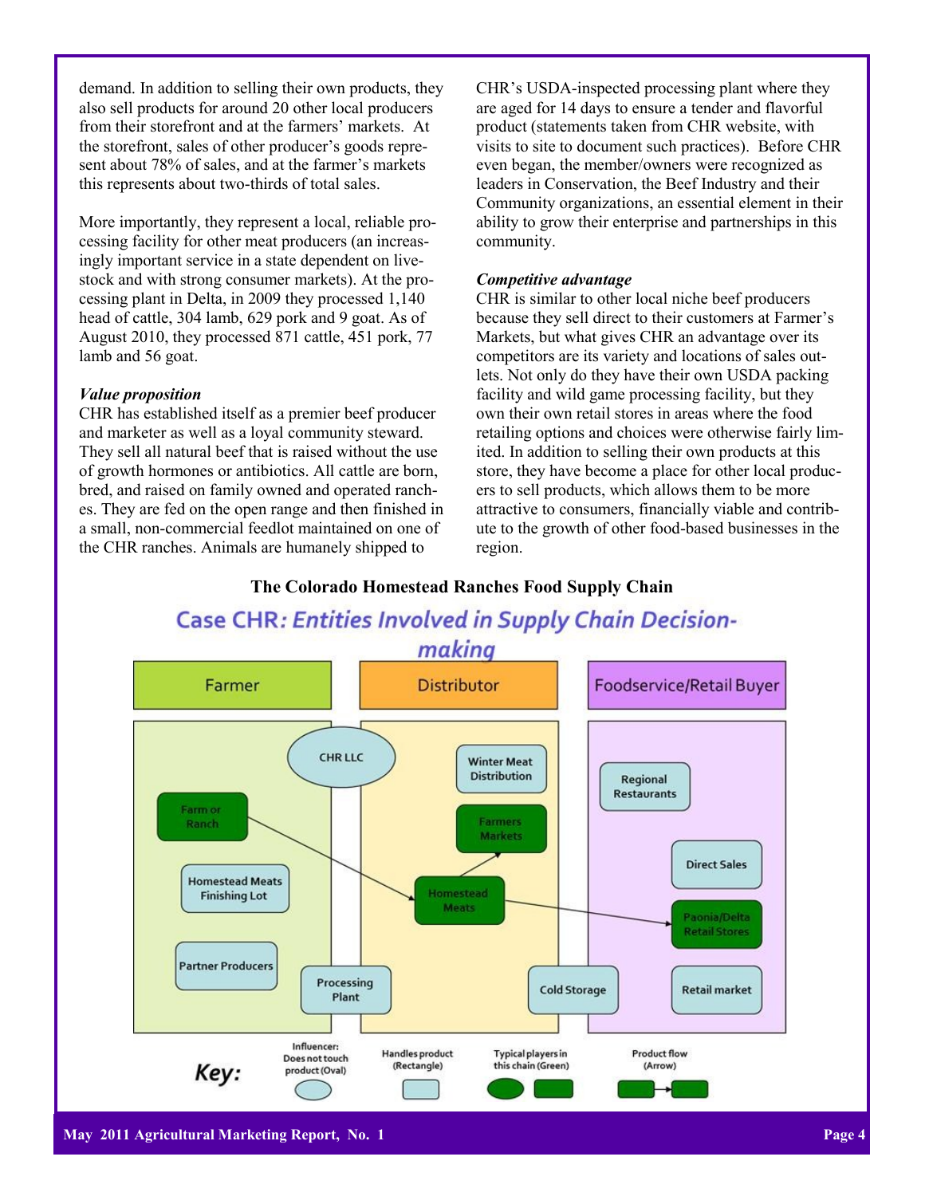demand. In addition to selling their own products, they also sell products for around 20 other local producers from their storefront and at the farmers' markets. At the storefront, sales of other producer's goods represent about 78% of sales, and at the farmer's markets this represents about two-thirds of total sales.

More importantly, they represent a local, reliable processing facility for other meat producers (an increasingly important service in a state dependent on livestock and with strong consumer markets). At the processing plant in Delta, in 2009 they processed 1,140 head of cattle, 304 lamb, 629 pork and 9 goat. As of August 2010, they processed 871 cattle, 451 pork, 77 lamb and 56 goat.

***Value proposition***

CHR has established itself as a premier beef producer and marketer as well as a loyal community steward. They sell all natural beef that is raised without the use of growth hormones or antibiotics. All cattle are born, bred, and raised on family owned and operated ranches. They are fed on the open range and then finished in a small, non-commercial feedlot maintained on one of the CHR ranches. Animals are humanely shipped to CHR's USDA-inspected processing plant where they are aged for 14 days to ensure a tender and flavorful product (statements taken from CHR website, with visits to site to document such practices). Before CHR even began, the member/owners were recognized as leaders in Conservation, the Beef Industry and their Community organizations, an essential element in their ability to grow their enterprise and partnerships in this community.

***Competitive advantage***

CHR is similar to other local niche beef producers because they sell direct to their customers at Farmer's Markets, but what gives CHR an advantage over its competitors are its variety and locations of sales outlets. Not only do they have their own USDA packing facility and wild game processing facility, but they own their own retail stores in areas where the food retailing options and choices were otherwise fairly limited. In addition to selling their own products at this store, they have become a place for other local producers to sell products, which allows them to be more attractive to consumers, financially viable and contribute to the growth of other food-based businesses in the region.

**The Colorado Homestead Ranches Food Supply Chain**

Case CHR: *Entities Involved in Supply Chain Decision-making*

| Farmer | Distributor | Foodservice/Retail Buyer |
|---|---|---|
| CHR LLC (Oval) | Winter Meat Distribution | Regional Restaurants |
| Farm or Ranch (Green) | Farmers Markets (Green) | Direct Sales |
| Homestead Meats Finishing Lot | Homestead Meats (Green) | Paonia/Delta Retail Stores (Green) |
| Partner Producers | Cold Storage | Retail market |
| Processing Plant (spans Farmer/Distributor) | | |

Product flow: Farm or Ranch → Homestead Meats → Farmers Markets; Homestead Meats → Paonia/Delta Retail Stores

Key: Influencer: Does not touch product (Oval); Handles product (Rectangle); Typical players in this chain (Green); Product flow (Arrow)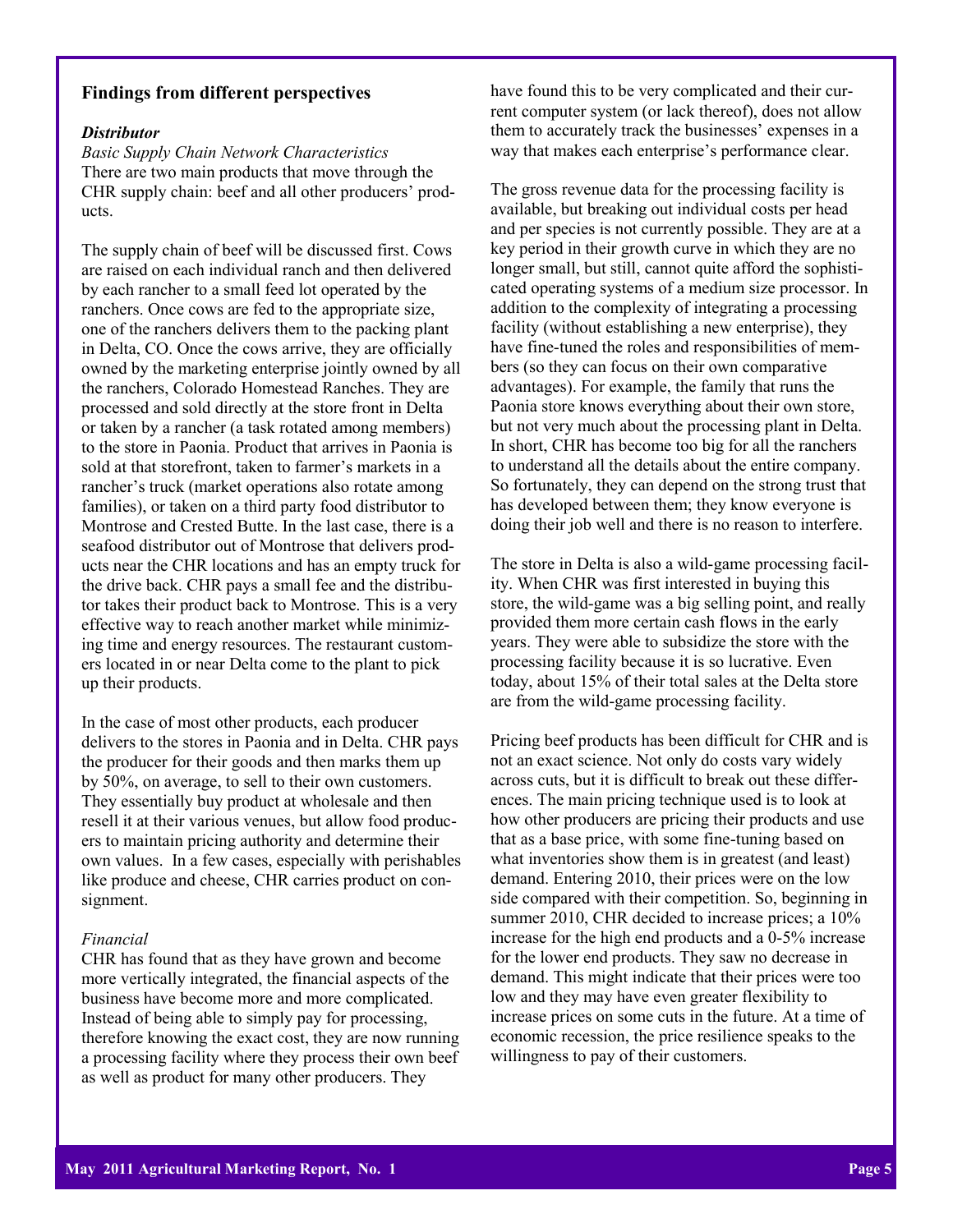## Findings from different perspectives

### *Distributor*

*Basic Supply Chain Network Characteristics*

There are two main products that move through the CHR supply chain: beef and all other producers' products.

The supply chain of beef will be discussed first. Cows are raised on each individual ranch and then delivered by each rancher to a small feed lot operated by the ranchers. Once cows are fed to the appropriate size, one of the ranchers delivers them to the packing plant in Delta, CO. Once the cows arrive, they are officially owned by the marketing enterprise jointly owned by all the ranchers, Colorado Homestead Ranches. They are processed and sold directly at the store front in Delta or taken by a rancher (a task rotated among members) to the store in Paonia. Product that arrives in Paonia is sold at that storefront, taken to farmer's markets in a rancher's truck (market operations also rotate among families), or taken on a third party food distributor to Montrose and Crested Butte. In the last case, there is a seafood distributor out of Montrose that delivers products near the CHR locations and has an empty truck for the drive back. CHR pays a small fee and the distributor takes their product back to Montrose. This is a very effective way to reach another market while minimizing time and energy resources. The restaurant customers located in or near Delta come to the plant to pick up their products.

In the case of most other products, each producer delivers to the stores in Paonia and in Delta. CHR pays the producer for their goods and then marks them up by 50%, on average, to sell to their own customers. They essentially buy product at wholesale and then resell it at their various venues, but allow food producers to maintain pricing authority and determine their own values. In a few cases, especially with perishables like produce and cheese, CHR carries product on consignment.

*Financial*

CHR has found that as they have grown and become more vertically integrated, the financial aspects of the business have become more and more complicated. Instead of being able to simply pay for processing, therefore knowing the exact cost, they are now running a processing facility where they process their own beef as well as product for many other producers. They have found this to be very complicated and their current computer system (or lack thereof), does not allow them to accurately track the businesses' expenses in a way that makes each enterprise's performance clear.

The gross revenue data for the processing facility is available, but breaking out individual costs per head and per species is not currently possible. They are at a key period in their growth curve in which they are no longer small, but still, cannot quite afford the sophisticated operating systems of a medium size processor. In addition to the complexity of integrating a processing facility (without establishing a new enterprise), they have fine-tuned the roles and responsibilities of members (so they can focus on their own comparative advantages). For example, the family that runs the Paonia store knows everything about their own store, but not very much about the processing plant in Delta. In short, CHR has become too big for all the ranchers to understand all the details about the entire company. So fortunately, they can depend on the strong trust that has developed between them; they know everyone is doing their job well and there is no reason to interfere.

The store in Delta is also a wild-game processing facility. When CHR was first interested in buying this store, the wild-game was a big selling point, and really provided them more certain cash flows in the early years. They were able to subsidize the store with the processing facility because it is so lucrative. Even today, about 15% of their total sales at the Delta store are from the wild-game processing facility.

Pricing beef products has been difficult for CHR and is not an exact science. Not only do costs vary widely across cuts, but it is difficult to break out these differences. The main pricing technique used is to look at how other producers are pricing their products and use that as a base price, with some fine-tuning based on what inventories show them is in greatest (and least) demand. Entering 2010, their prices were on the low side compared with their competition. So, beginning in summer 2010, CHR decided to increase prices; a 10% increase for the high end products and a 0-5% increase for the lower end products. They saw no decrease in demand. This might indicate that their prices were too low and they may have even greater flexibility to increase prices on some cuts in the future. At a time of economic recession, the price resilience speaks to the willingness to pay of their customers.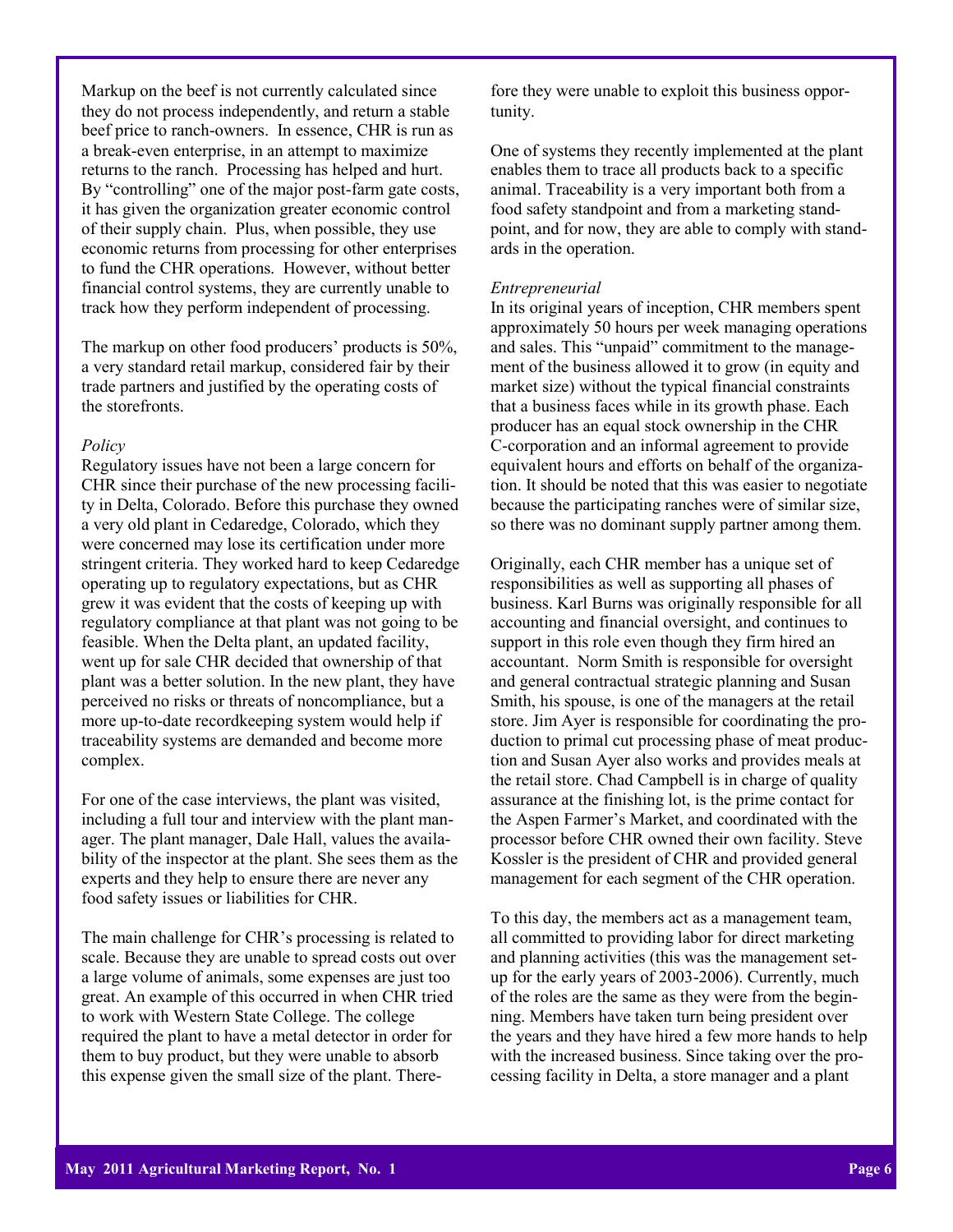Markup on the beef is not currently calculated since they do not process independently, and return a stable beef price to ranch-owners. In essence, CHR is run as a break-even enterprise, in an attempt to maximize returns to the ranch. Processing has helped and hurt. By "controlling" one of the major post-farm gate costs, it has given the organization greater economic control of their supply chain. Plus, when possible, they use economic returns from processing for other enterprises to fund the CHR operations. However, without better financial control systems, they are currently unable to track how they perform independent of processing.

The markup on other food producers' products is 50%, a very standard retail markup, considered fair by their trade partners and justified by the operating costs of the storefronts.

*Policy*

Regulatory issues have not been a large concern for CHR since their purchase of the new processing facility in Delta, Colorado. Before this purchase they owned a very old plant in Cedaredge, Colorado, which they were concerned may lose its certification under more stringent criteria. They worked hard to keep Cedaredge operating up to regulatory expectations, but as CHR grew it was evident that the costs of keeping up with regulatory compliance at that plant was not going to be feasible. When the Delta plant, an updated facility, went up for sale CHR decided that ownership of that plant was a better solution. In the new plant, they have perceived no risks or threats of noncompliance, but a more up-to-date recordkeeping system would help if traceability systems are demanded and become more complex.

For one of the case interviews, the plant was visited, including a full tour and interview with the plant manager. The plant manager, Dale Hall, values the availability of the inspector at the plant. She sees them as the experts and they help to ensure there are never any food safety issues or liabilities for CHR.

The main challenge for CHR's processing is related to scale. Because they are unable to spread costs out over a large volume of animals, some expenses are just too great. An example of this occurred in when CHR tried to work with Western State College. The college required the plant to have a metal detector in order for them to buy product, but they were unable to absorb this expense given the small size of the plant. Therefore they were unable to exploit this business opportunity.

One of systems they recently implemented at the plant enables them to trace all products back to a specific animal. Traceability is a very important both from a food safety standpoint and from a marketing standpoint, and for now, they are able to comply with standards in the operation.

*Entrepreneurial*

In its original years of inception, CHR members spent approximately 50 hours per week managing operations and sales. This "unpaid" commitment to the management of the business allowed it to grow (in equity and market size) without the typical financial constraints that a business faces while in its growth phase. Each producer has an equal stock ownership in the CHR C-corporation and an informal agreement to provide equivalent hours and efforts on behalf of the organization. It should be noted that this was easier to negotiate because the participating ranches were of similar size, so there was no dominant supply partner among them.

Originally, each CHR member has a unique set of responsibilities as well as supporting all phases of business. Karl Burns was originally responsible for all accounting and financial oversight, and continues to support in this role even though they firm hired an accountant. Norm Smith is responsible for oversight and general contractual strategic planning and Susan Smith, his spouse, is one of the managers at the retail store. Jim Ayer is responsible for coordinating the production to primal cut processing phase of meat production and Susan Ayer also works and provides meals at the retail store. Chad Campbell is in charge of quality assurance at the finishing lot, is the prime contact for the Aspen Farmer's Market, and coordinated with the processor before CHR owned their own facility. Steve Kossler is the president of CHR and provided general management for each segment of the CHR operation.

To this day, the members act as a management team, all committed to providing labor for direct marketing and planning activities (this was the management setup for the early years of 2003-2006). Currently, much of the roles are the same as they were from the beginning. Members have taken turn being president over the years and they have hired a few more hands to help with the increased business. Since taking over the processing facility in Delta, a store manager and a plant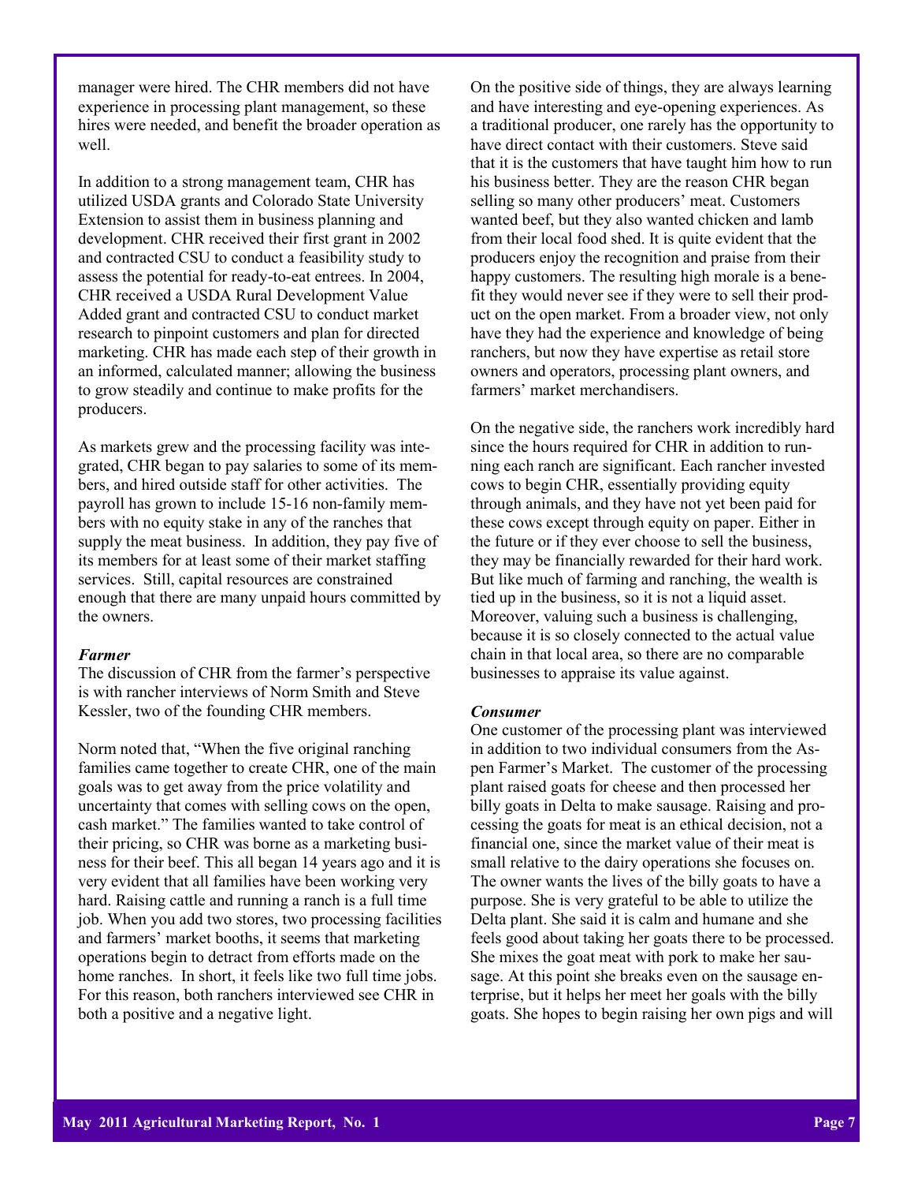manager were hired. The CHR members did not have experience in processing plant management, so these hires were needed, and benefit the broader operation as well.

In addition to a strong management team, CHR has utilized USDA grants and Colorado State University Extension to assist them in business planning and development. CHR received their first grant in 2002 and contracted CSU to conduct a feasibility study to assess the potential for ready-to-eat entrees. In 2004, CHR received a USDA Rural Development Value Added grant and contracted CSU to conduct market research to pinpoint customers and plan for directed marketing. CHR has made each step of their growth in an informed, calculated manner; allowing the business to grow steadily and continue to make profits for the producers.

As markets grew and the processing facility was integrated, CHR began to pay salaries to some of its members, and hired outside staff for other activities. The payroll has grown to include 15-16 non-family members with no equity stake in any of the ranches that supply the meat business. In addition, they pay five of its members for at least some of their market staffing services. Still, capital resources are constrained enough that there are many unpaid hours committed by the owners.

***Farmer***

The discussion of CHR from the farmer's perspective is with rancher interviews of Norm Smith and Steve Kessler, two of the founding CHR members.

Norm noted that, "When the five original ranching families came together to create CHR, one of the main goals was to get away from the price volatility and uncertainty that comes with selling cows on the open, cash market." The families wanted to take control of their pricing, so CHR was borne as a marketing business for their beef. This all began 14 years ago and it is very evident that all families have been working very hard. Raising cattle and running a ranch is a full time job. When you add two stores, two processing facilities and farmers' market booths, it seems that marketing operations begin to detract from efforts made on the home ranches. In short, it feels like two full time jobs. For this reason, both ranchers interviewed see CHR in both a positive and a negative light.

On the positive side of things, they are always learning and have interesting and eye-opening experiences. As a traditional producer, one rarely has the opportunity to have direct contact with their customers. Steve said that it is the customers that have taught him how to run his business better. They are the reason CHR began selling so many other producers' meat. Customers wanted beef, but they also wanted chicken and lamb from their local food shed. It is quite evident that the producers enjoy the recognition and praise from their happy customers. The resulting high morale is a benefit they would never see if they were to sell their product on the open market. From a broader view, not only have they had the experience and knowledge of being ranchers, but now they have expertise as retail store owners and operators, processing plant owners, and farmers' market merchandisers.

On the negative side, the ranchers work incredibly hard since the hours required for CHR in addition to running each ranch are significant. Each rancher invested cows to begin CHR, essentially providing equity through animals, and they have not yet been paid for these cows except through equity on paper. Either in the future or if they ever choose to sell the business, they may be financially rewarded for their hard work. But like much of farming and ranching, the wealth is tied up in the business, so it is not a liquid asset. Moreover, valuing such a business is challenging, because it is so closely connected to the actual value chain in that local area, so there are no comparable businesses to appraise its value against.

***Consumer***

One customer of the processing plant was interviewed in addition to two individual consumers from the Aspen Farmer's Market. The customer of the processing plant raised goats for cheese and then processed her billy goats in Delta to make sausage. Raising and processing the goats for meat is an ethical decision, not a financial one, since the market value of their meat is small relative to the dairy operations she focuses on. The owner wants the lives of the billy goats to have a purpose. She is very grateful to be able to utilize the Delta plant. She said it is calm and humane and she feels good about taking her goats there to be processed. She mixes the goat meat with pork to make her sausage. At this point she breaks even on the sausage enterprise, but it helps her meet her goals with the billy goats. She hopes to begin raising her own pigs and will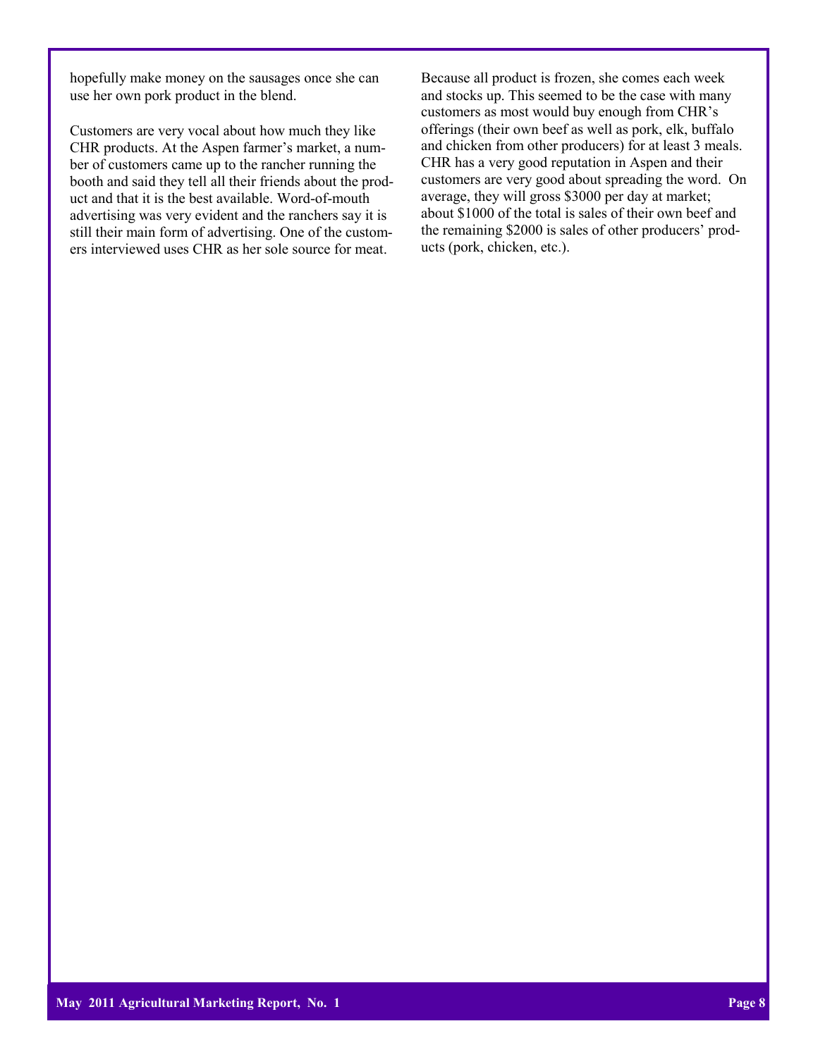hopefully make money on the sausages once she can use her own pork product in the blend.

Customers are very vocal about how much they like CHR products. At the Aspen farmer's market, a number of customers came up to the rancher running the booth and said they tell all their friends about the product and that it is the best available. Word-of-mouth advertising was very evident and the ranchers say it is still their main form of advertising. One of the customers interviewed uses CHR as her sole source for meat. Because all product is frozen, she comes each week and stocks up. This seemed to be the case with many customers as most would buy enough from CHR's offerings (their own beef as well as pork, elk, buffalo and chicken from other producers) for at least 3 meals. CHR has a very good reputation in Aspen and their customers are very good about spreading the word. On average, they will gross $3000 per day at market; about $1000 of the total is sales of their own beef and the remaining $2000 is sales of other producers' products (pork, chicken, etc.).